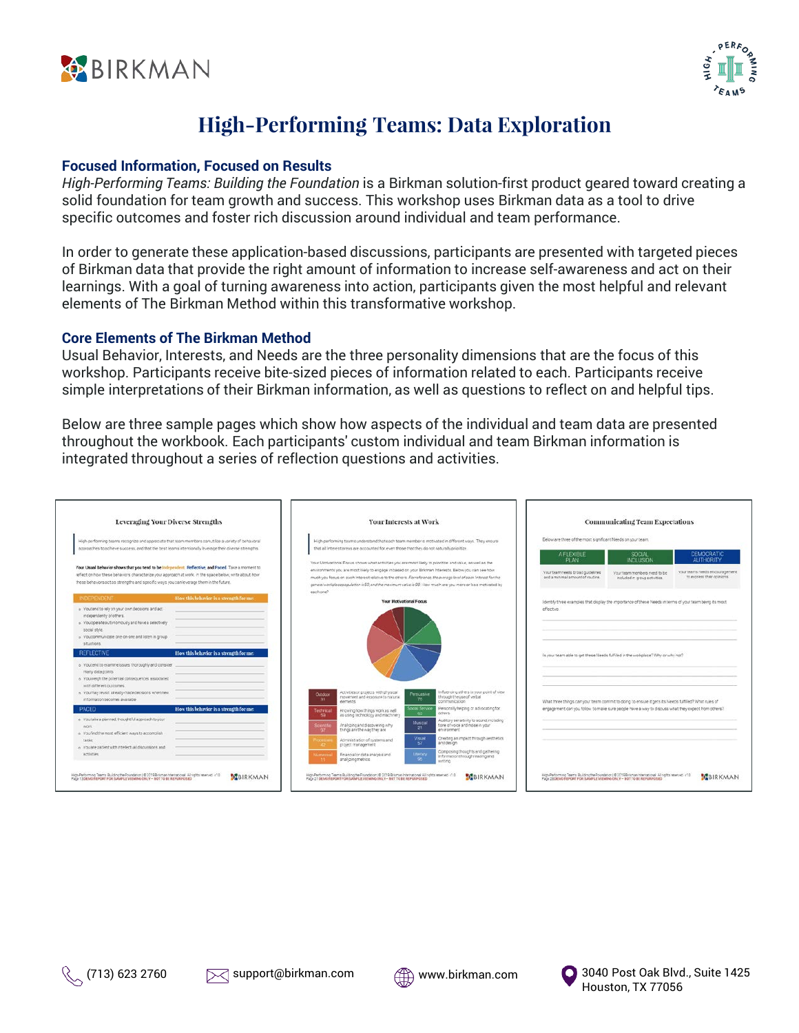# High-Performing Teams: Data Exploration

### Focused Information, Focused on Results

*High-Performing Teams: Building the Foundation* is a Birkman solution-first product geared toward creating a solid foundation for team growth and success. This workshop uses Birkman data as a tool to drive specific outcomes and foster rich discussion around individual and team performance.

In order to generate these application-based discussions, participants are presented with targeted pieces of Birkman data that provide the right amount of information to increase self-awareness and act on their learnings. With a goal of turning awareness into action, participants given the most helpful and relevant elements of The Birkman Method within this transformative workshop.

### Core Elements of The Birkman Method

Usual Behavior, Interests, and Needs are the three personality dimensions that are the focus of this workshop. Participants receive bite-sized pieces of information related to each. Participants receive simple interpretations of their Birkman information, as well as questions to reflect on and helpful tips.

Below are three sample pages which show how aspects of the individual and team data are presented throughout the workbook. Each participants' custom individual and team Birkman information is integrated throughout a series of reflection questions and activities.

(713) 623 2760 | support@birkman.com | www.birkman.com | 3040 Post Oak Blvd., Suite 1425, Houston, TX 77056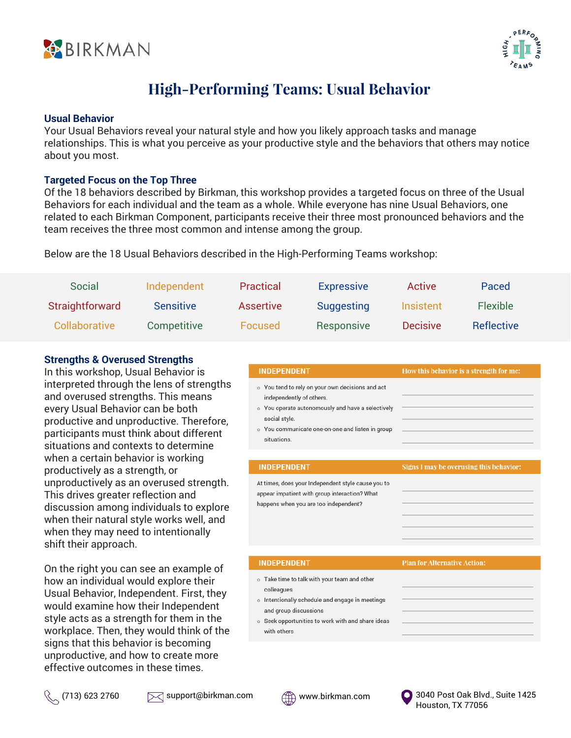# High-Performing Teams: Usual Behavior

### Usual Behavior

Your Usual Behaviors reveal your natural style and how you likely approach tasks and manage relationships. This is what you perceive as your productive style and the behaviors that others may notice about you most.

### Targeted Focus on the Top Three

Of the 18 behaviors described by Birkman, this workshop provides a targeted focus on three of the Usual Behaviors for each individual and the team as a whole. While everyone has nine Usual Behaviors, one related to each Birkman Component, participants receive their three most pronounced behaviors and the team receives the three most common and intense among the group.

Below are the 18 Usual Behaviors described in the High-Performing Teams workshop:

| | | | | | |
|---|---|---|---|---|---|
| Social | Independent | Practical | Expressive | Active | Paced |
| Straightforward | Sensitive | Assertive | Suggesting | Insistent | Flexible |
| Collaborative | Competitive | Focused | Responsive | Decisive | Reflective |

### Strengths & Overused Strengths

In this workshop, Usual Behavior is interpreted through the lens of strengths and overused strengths. This means every Usual Behavior can be both productive and unproductive. Therefore, participants must think about different situations and contexts to determine when a certain behavior is working productively as a strength, or unproductively as an overused strength. This drives greater reflection and discussion among individuals to explore when their natural style works well, and when they may need to intentionally shift their approach.

On the right you can see an example of how an individual would explore their Usual Behavior, Independent. First, they would examine how their Independent style acts as a strength for them in the workplace. Then, they would think of the signs that this behavior is becoming unproductive, and how to create more effective outcomes in these times.

| INDEPENDENT | How this behavior is a strength for me: |
|---|---|
| <ul><li>You tend to rely on your own decisions and act independently of others.</li><li>You operate autonomously and have a selectively social style.</li><li>You communicate one-on-one and listen in group situations.</li></ul> | |

| INDEPENDENT | Signs I may be overusing this behavior: |
|---|---|
| At times, does your Independent style cause you to appear impatient with group interaction? What happens when you are too independent? | |

| INDEPENDENT | Plan for Alternative Action: |
|---|---|
| <ul><li>Take time to talk with your team and other colleagues</li><li>Intentionally schedule and engage in meetings and group discussions</li><li>Seek opportunities to work with and share ideas with others</li></ul> | |

(713) 623 2760 | support@birkman.com | www.birkman.com | 3040 Post Oak Blvd., Suite 1425 Houston, TX 77056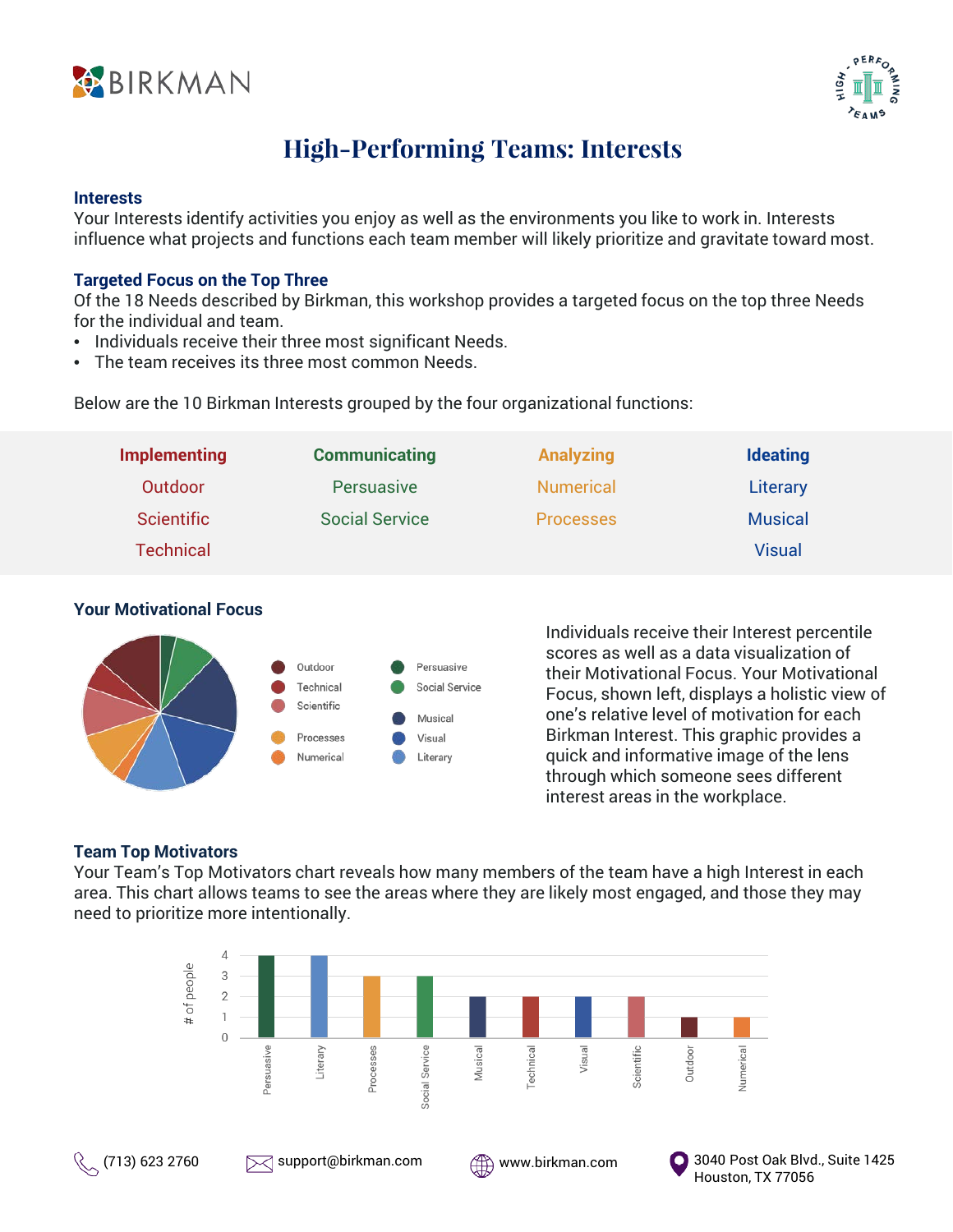# High-Performing Teams: Interests

### Interests

Your Interests identify activities you enjoy as well as the environments you like to work in. Interests influence what projects and functions each team member will likely prioritize and gravitate toward most.

### Targeted Focus on the Top Three

Of the 18 Needs described by Birkman, this workshop provides a targeted focus on the top three Needs for the individual and team.

- Individuals receive their three most significant Needs.
- The team receives its three most common Needs.

Below are the 10 Birkman Interests grouped by the four organizational functions:

| Implementing | Communicating | Analyzing | Ideating |
|---|---|---|---|
| Outdoor | Persuasive | Numerical | Literary |
| Scientific | Social Service | Processes | Musical |
| Technical | | | Visual |

### Your Motivational Focus

Outdoor, Technical, Scientific, Processes, Numerical, Persuasive, Social Service, Musical, Visual, Literary

Individuals receive their Interest percentile scores as well as a data visualization of their Motivational Focus. Your Motivational Focus, shown left, displays a holistic view of one's relative level of motivation for each Birkman Interest. This graphic provides a quick and informative image of the lens through which someone sees different interest areas in the workplace.

### Team Top Motivators

Your Team's Top Motivators chart reveals how many members of the team have a high Interest in each area. This chart allows teams to see the areas where they are likely most engaged, and those they may need to prioritize more intentionally.

| Interest | # of people |
|---|---|
| Persuasive | 4 |
| Literary | 4 |
| Processes | 3 |
| Social Service | 3 |
| Musical | 2 |
| Technical | 2 |
| Visual | 2 |
| Scientific | 2 |
| Outdoor | 1 |
| Numerical | 1 |

(713) 623 2760 | support@birkman.com | www.birkman.com | 3040 Post Oak Blvd., Suite 1425 Houston, TX 77056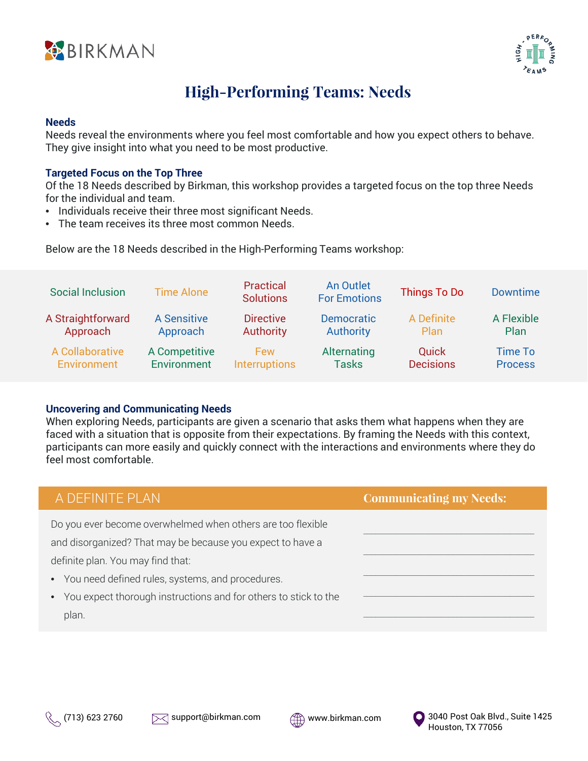# High-Performing Teams: Needs

**Needs**

Needs reveal the environments where you feel most comfortable and how you expect others to behave. They give insight into what you need to be most productive.

**Targeted Focus on the Top Three**

Of the 18 Needs described by Birkman, this workshop provides a targeted focus on the top three Needs for the individual and team.

- Individuals receive their three most significant Needs.
- The team receives its three most common Needs.

Below are the 18 Needs described in the High-Performing Teams workshop:

| | | | | | |
|---|---|---|---|---|---|
| Social Inclusion | Time Alone | Practical Solutions | An Outlet For Emotions | Things To Do | Downtime |
| A Straightforward Approach | A Sensitive Approach | Directive Authority | Democratic Authority | A Definite Plan | A Flexible Plan |
| A Collaborative Environment | A Competitive Environment | Few Interruptions | Alternating Tasks | Quick Decisions | Time To Process |

**Uncovering and Communicating Needs**

When exploring Needs, participants are given a scenario that asks them what happens when they are faced with a situation that is opposite from their expectations. By framing the Needs with this context, participants can more easily and quickly connect with the interactions and environments where they do feel most comfortable.

| A DEFINITE PLAN | Communicating my Needs: |
|---|---|
| Do you ever become overwhelmed when others are too flexible and disorganized? That may be because you expect to have a definite plan. You may find that:<br>• You need defined rules, systems, and procedures.<br>• You expect thorough instructions and for others to stick to the plan. | ______________________<br>______________________<br>______________________<br>______________________<br>______________________ |

(713) 623 2760 | support@birkman.com | www.birkman.com | 3040 Post Oak Blvd., Suite 1425 Houston, TX 77056